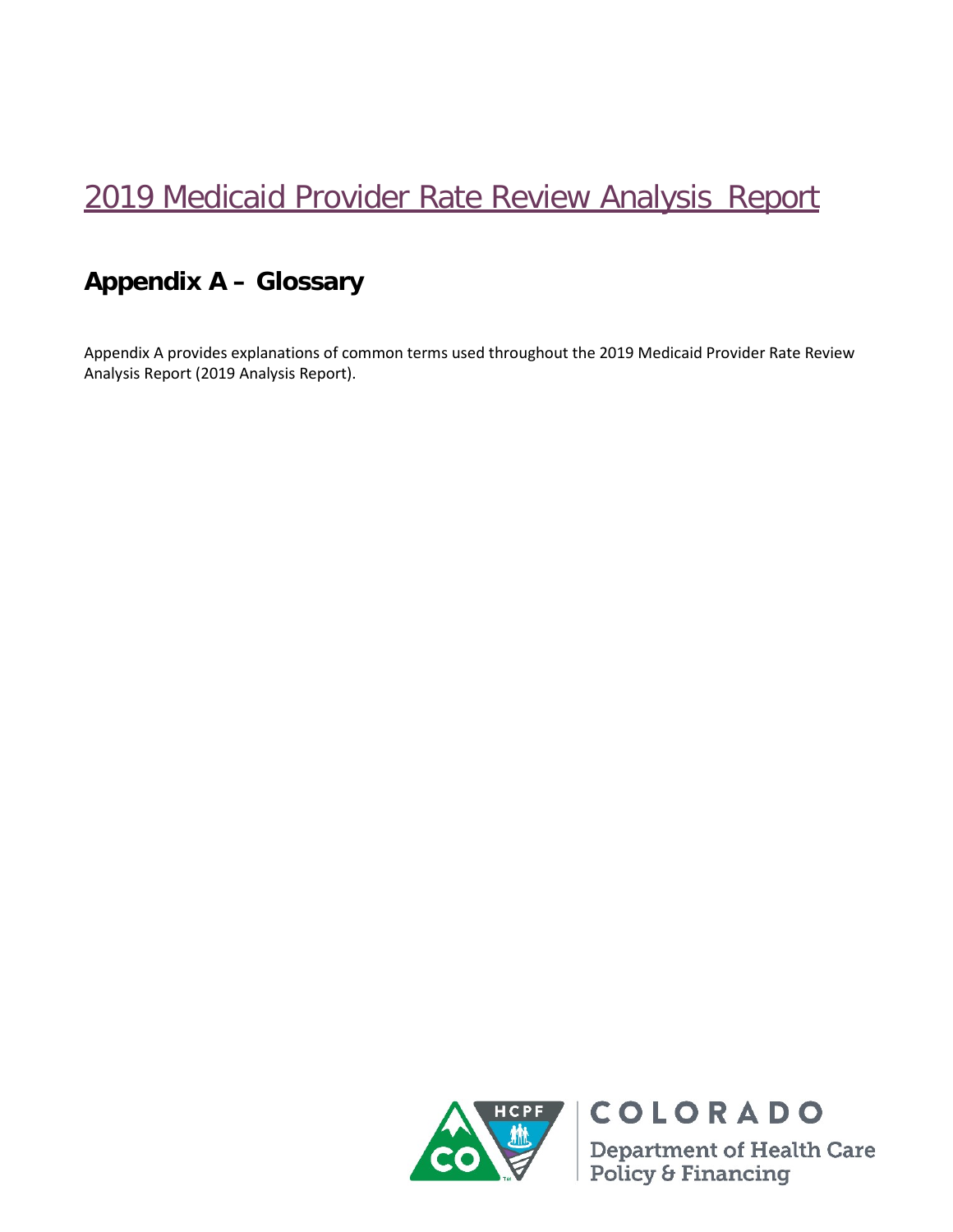# 2019 Medicaid Provider Rate Review Analysis Report

## Appendix A – Glossary

Appendix A provides explanations of common terms used throughout the 2019 Medicaid Provider Rate Review Analysis Report (2019 Analysis Report).

COLORADO

Department of Health Care Policy & Financing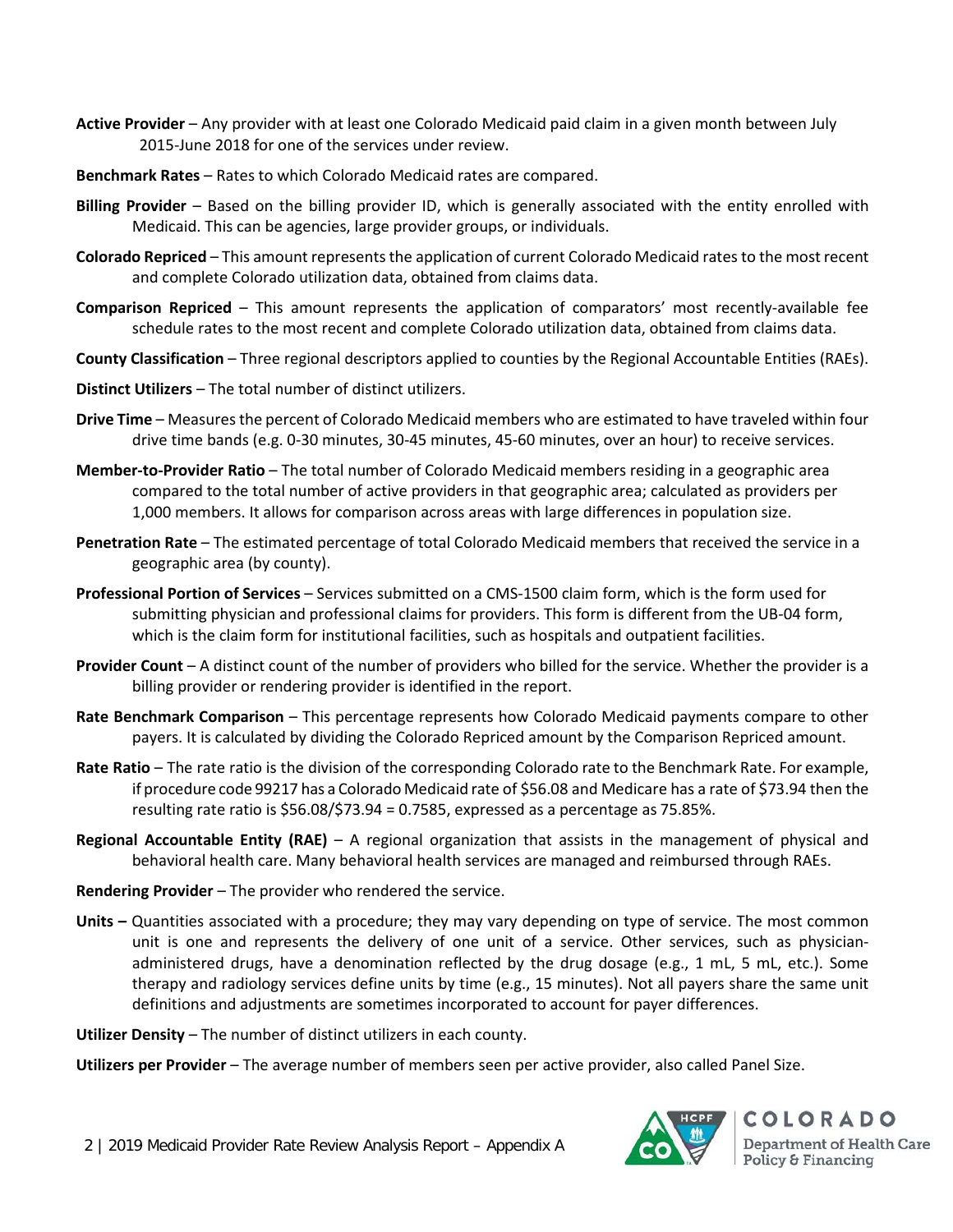**Active Provider** – Any provider with at least one Colorado Medicaid paid claim in a given month between July 2015-June 2018 for one of the services under review.

**Benchmark Rates** – Rates to which Colorado Medicaid rates are compared.

**Billing Provider** – Based on the billing provider ID, which is generally associated with the entity enrolled with Medicaid. This can be agencies, large provider groups, or individuals.

**Colorado Repriced** – This amount represents the application of current Colorado Medicaid rates to the most recent and complete Colorado utilization data, obtained from claims data.

**Comparison Repriced** – This amount represents the application of comparators' most recently-available fee schedule rates to the most recent and complete Colorado utilization data, obtained from claims data.

**County Classification** – Three regional descriptors applied to counties by the Regional Accountable Entities (RAEs).

**Distinct Utilizers** – The total number of distinct utilizers.

**Drive Time** – Measures the percent of Colorado Medicaid members who are estimated to have traveled within four drive time bands (e.g. 0-30 minutes, 30-45 minutes, 45-60 minutes, over an hour) to receive services.

**Member-to-Provider Ratio** – The total number of Colorado Medicaid members residing in a geographic area compared to the total number of active providers in that geographic area; calculated as providers per 1,000 members. It allows for comparison across areas with large differences in population size.

**Penetration Rate** – The estimated percentage of total Colorado Medicaid members that received the service in a geographic area (by county).

**Professional Portion of Services** – Services submitted on a CMS-1500 claim form, which is the form used for submitting physician and professional claims for providers. This form is different from the UB-04 form, which is the claim form for institutional facilities, such as hospitals and outpatient facilities.

**Provider Count** – A distinct count of the number of providers who billed for the service. Whether the provider is a billing provider or rendering provider is identified in the report.

**Rate Benchmark Comparison** – This percentage represents how Colorado Medicaid payments compare to other payers. It is calculated by dividing the Colorado Repriced amount by the Comparison Repriced amount.

**Rate Ratio** – The rate ratio is the division of the corresponding Colorado rate to the Benchmark Rate. For example, if procedure code 99217 has a Colorado Medicaid rate of $56.08 and Medicare has a rate of $73.94 then the resulting rate ratio is $56.08/$73.94 = 0.7585, expressed as a percentage as 75.85%.

**Regional Accountable Entity (RAE)** – A regional organization that assists in the management of physical and behavioral health care. Many behavioral health services are managed and reimbursed through RAEs.

**Rendering Provider** – The provider who rendered the service.

**Units –** Quantities associated with a procedure; they may vary depending on type of service. The most common unit is one and represents the delivery of one unit of a service. Other services, such as physician-administered drugs, have a denomination reflected by the drug dosage (e.g., 1 mL, 5 mL, etc.). Some therapy and radiology services define units by time (e.g., 15 minutes). Not all payers share the same unit definitions and adjustments are sometimes incorporated to account for payer differences.

**Utilizer Density** – The number of distinct utilizers in each county.

**Utilizers per Provider** – The average number of members seen per active provider, also called Panel Size.